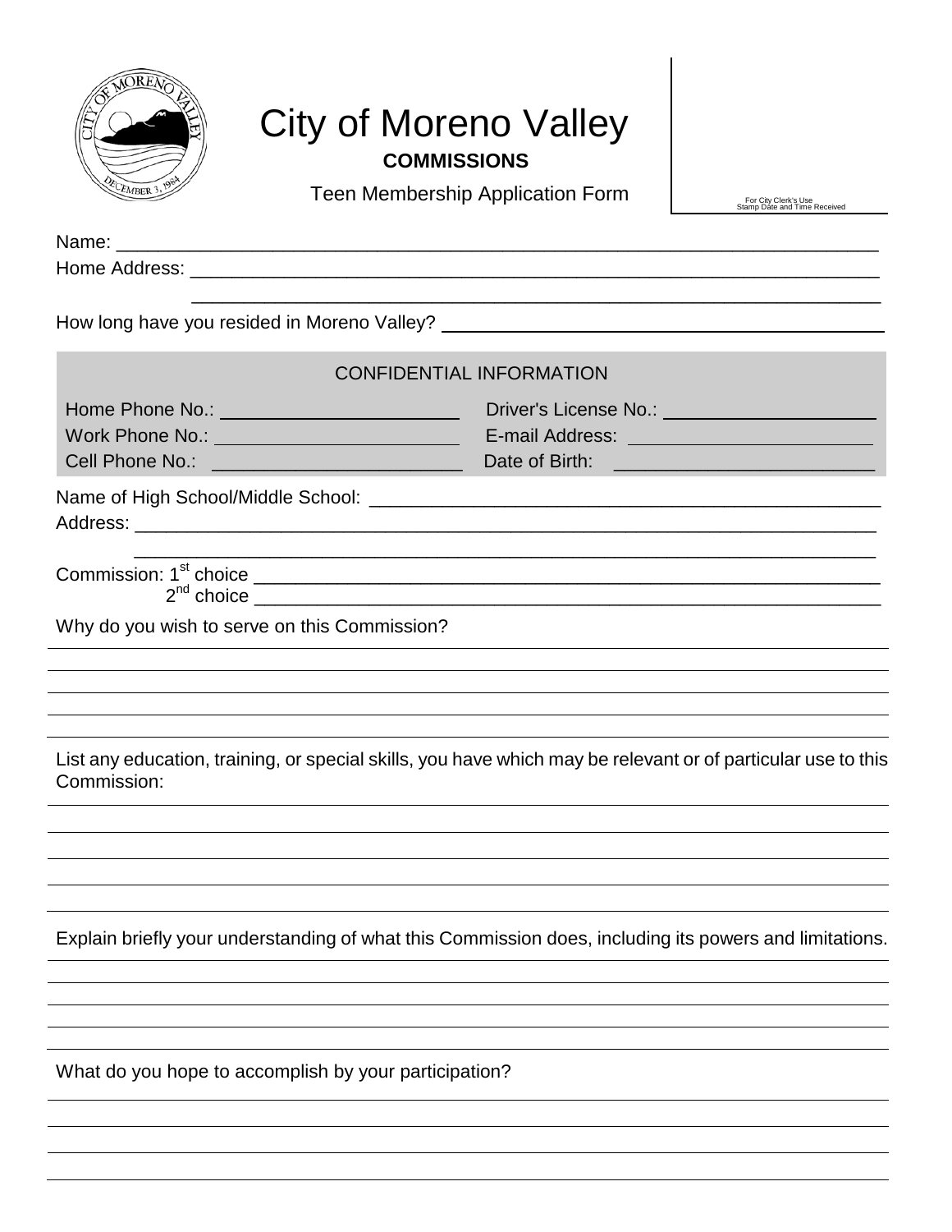# City of Moreno Valley

**COMMISSIONS**

Teen Membership Application Form

For City Clerk's Use
Stamp Date and Time Received

Name: ____________________________________________________________________

Home Address: _____________________________________________________________

_______________________________________________________________________

How long have you resided in Moreno Valley? ____________________________________

## CONFIDENTIAL INFORMATION

Home Phone No.: ______________________ Driver's License No.: ____________________

Work Phone No.: ______________________ E-mail Address: ________________________

Cell Phone No.: ______________________ Date of Birth: _________________________

Name of High School/Middle School: ___________________________________________

Address: __________________________________________________________________

_______________________________________________________________________

Commission: 1st choice ______________________________________________________

2nd choice ______________________________________________________

Why do you wish to serve on this Commission?

_______________________________________________________________________

_______________________________________________________________________

_______________________________________________________________________

_______________________________________________________________________

List any education, training, or special skills, you have which may be relevant or of particular use to this Commission:

_______________________________________________________________________

_______________________________________________________________________

_______________________________________________________________________

_______________________________________________________________________

Explain briefly your understanding of what this Commission does, including its powers and limitations.

_______________________________________________________________________

_______________________________________________________________________

_______________________________________________________________________

_______________________________________________________________________

What do you hope to accomplish by your participation?

_______________________________________________________________________

_______________________________________________________________________

_______________________________________________________________________

_______________________________________________________________________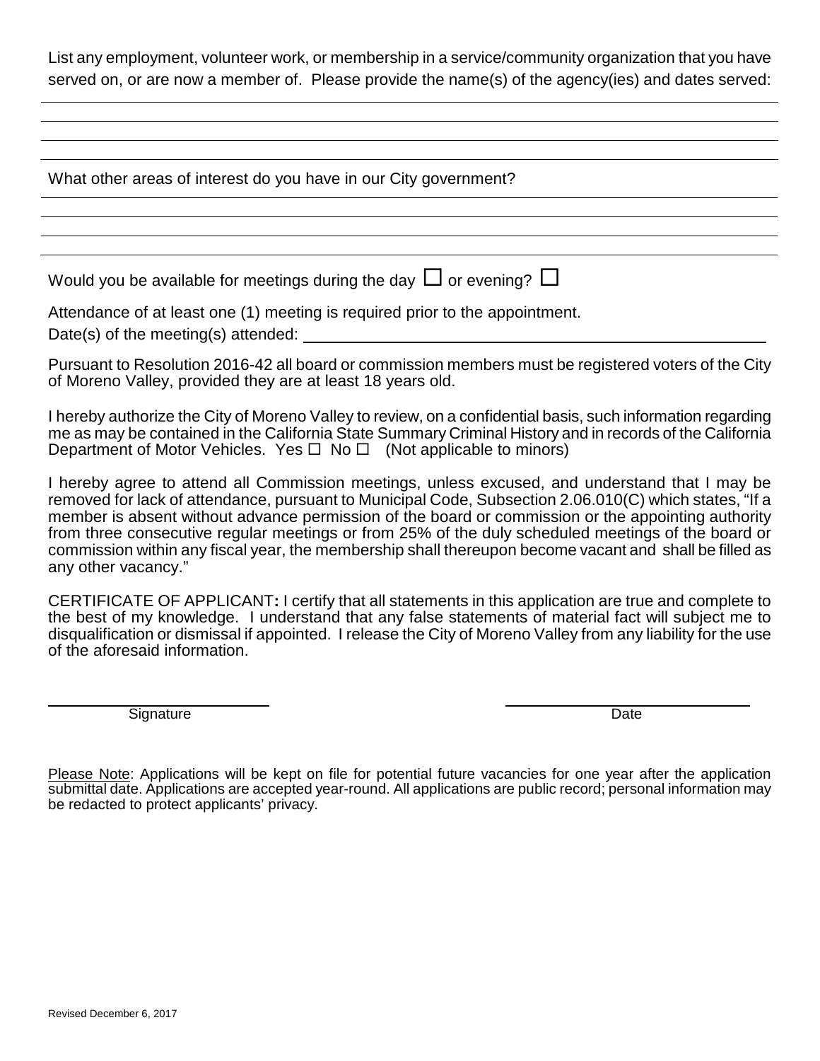List any employment, volunteer work, or membership in a service/community organization that you have served on, or are now a member of. Please provide the name(s) of the agency(ies) and dates served:

What other areas of interest do you have in our City government?

Would you be available for meetings during the day ☐ or evening? ☐

Attendance of at least one (1) meeting is required prior to the appointment.
Date(s) of the meeting(s) attended: ______________________________

Pursuant to Resolution 2016-42 all board or commission members must be registered voters of the City of Moreno Valley, provided they are at least 18 years old.

I hereby authorize the City of Moreno Valley to review, on a confidential basis, such information regarding me as may be contained in the California State Summary Criminal History and in records of the California Department of Motor Vehicles. Yes ☐ No ☐ (Not applicable to minors)

I hereby agree to attend all Commission meetings, unless excused, and understand that I may be removed for lack of attendance, pursuant to Municipal Code, Subsection 2.06.010(C) which states, "If a member is absent without advance permission of the board or commission or the appointing authority from three consecutive regular meetings or from 25% of the duly scheduled meetings of the board or commission within any fiscal year, the membership shall thereupon become vacant and shall be filled as any other vacancy."

CERTIFICATE OF APPLICANT**:** I certify that all statements in this application are true and complete to the best of my knowledge. I understand that any false statements of material fact will subject me to disqualification or dismissal if appointed. I release the City of Moreno Valley from any liability for the use of the aforesaid information.

______________________________ Signature

______________________________ Date

Please Note: Applications will be kept on file for potential future vacancies for one year after the application submittal date. Applications are accepted year-round. All applications are public record; personal information may be redacted to protect applicants' privacy.

Revised December 6, 2017